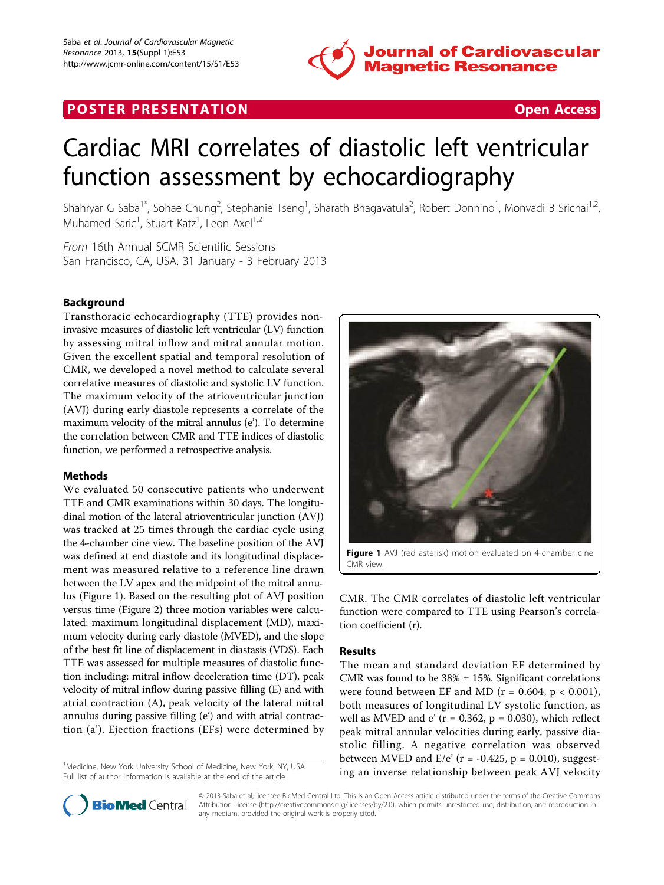POSTER PRESENTATION Open Access

# Cardiac MRI correlates of diastolic left ventricular function assessment by echocardiography

Shahryar G Saba[1*], Sohae Chung[2], Stephanie Tseng[1], Sharath Bhagavatula[2], Robert Donnino[1], Monvadi B Srichai[1,2], Muhamed Saric[1], Stuart Katz[1], Leon Axel[1,2]

*From* 16th Annual SCMR Scientific Sessions
San Francisco, CA, USA. 31 January - 3 February 2013

## Background

Transthoracic echocardiography (TTE) provides non-invasive measures of diastolic left ventricular (LV) function by assessing mitral inflow and mitral annular motion. Given the excellent spatial and temporal resolution of CMR, we developed a novel method to calculate several correlative measures of diastolic and systolic LV function. The maximum velocity of the atrioventricular junction (AVJ) during early diastole represents a correlate of the maximum velocity of the mitral annulus (e'). To determine the correlation between CMR and TTE indices of diastolic function, we performed a retrospective analysis.

## Methods

We evaluated 50 consecutive patients who underwent TTE and CMR examinations within 30 days. The longitudinal motion of the lateral atrioventricular junction (AVJ) was tracked at 25 times through the cardiac cycle using the 4-chamber cine view. The baseline position of the AVJ was defined at end diastole and its longitudinal displacement was measured relative to a reference line drawn between the LV apex and the midpoint of the mitral annulus (Figure 1). Based on the resulting plot of AVJ position versus time (Figure 2) three motion variables were calculated: maximum longitudinal displacement (MD), maximum velocity during early diastole (MVED), and the slope of the best fit line of displacement in diastasis (VDS). Each TTE was assessed for multiple measures of diastolic function including: mitral inflow deceleration time (DT), peak velocity of mitral inflow during passive filling (E) and with atrial contraction (A), peak velocity of the lateral mitral annulus during passive filling (e') and with atrial contraction (a'). Ejection fractions (EFs) were determined by CMR. The CMR correlates of diastolic left ventricular function were compared to TTE using Pearson's correlation coefficient (r).

**Figure 1** AVJ (red asterisk) motion evaluated on 4-chamber cine CMR view.

## Results

The mean and standard deviation EF determined by CMR was found to be 38% ± 15%. Significant correlations were found between EF and MD ($r = 0.604$, $p < 0.001$), both measures of longitudinal LV systolic function, as well as MVED and e' ($r = 0.362$, $p = 0.030$), which reflect peak mitral annular velocities during early, passive diastolic filling. A negative correlation was observed between MVED and E/e' ($r = -0.425$, $p = 0.010$), suggesting an inverse relationship between peak AVJ velocity

[1]Medicine, New York University School of Medicine, New York, NY, USA
Full list of author information is available at the end of the article

© 2013 Saba et al; licensee BioMed Central Ltd. This is an Open Access article distributed under the terms of the Creative Commons Attribution License (http://creativecommons.org/licenses/by/2.0), which permits unrestricted use, distribution, and reproduction in any medium, provided the original work is properly cited.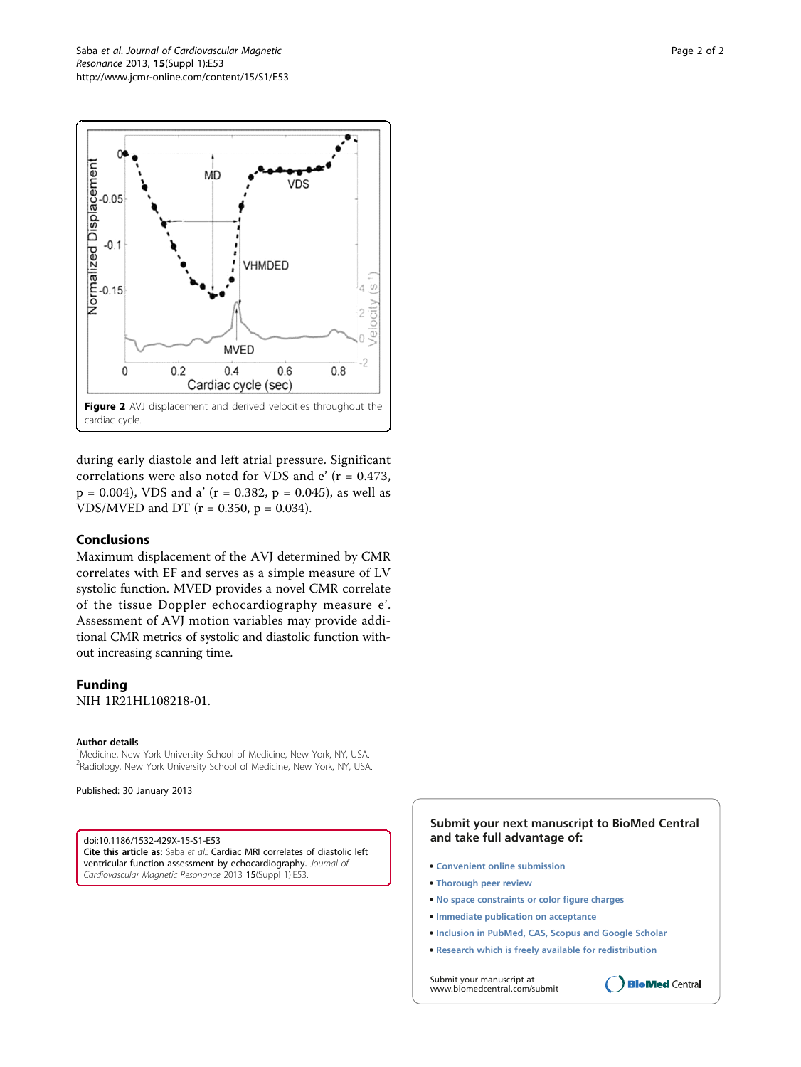0
-0.05
-0.1
-0.15
Normalized Displacement
MD
VDS
VHMDED
MVED
4
2
0
-2
Velocity (s⁻¹)
0
0.2
0.4
0.6
0.8
Cardiac cycle (sec)

**Figure 2** AVJ displacement and derived velocities throughout the cardiac cycle.

during early diastole and left atrial pressure. Significant correlations were also noted for VDS and e' ($r = 0.473$, $p = 0.004$), VDS and a' ($r = 0.382$, $p = 0.045$), as well as VDS/MVED and DT ($r = 0.350$, $p = 0.034$).

## Conclusions

Maximum displacement of the AVJ determined by CMR correlates with EF and serves as a simple measure of LV systolic function. MVED provides a novel CMR correlate of the tissue Doppler echocardiography measure e'. Assessment of AVJ motion variables may provide additional CMR metrics of systolic and diastolic function without increasing scanning time.

## Funding

NIH 1R21HL108218-01.

#### Author details

[1]Medicine, New York University School of Medicine, New York, NY, USA.
[2]Radiology, New York University School of Medicine, New York, NY, USA.

Published: 30 January 2013

doi:10.1186/1532-429X-15-S1-E53
**Cite this article as:** Saba *et al.*: Cardiac MRI correlates of diastolic left ventricular function assessment by echocardiography. *Journal of Cardiovascular Magnetic Resonance* 2013 **15**(Suppl 1):E53.

**Submit your next manuscript to BioMed Central and take full advantage of:**

- Convenient online submission
- Thorough peer review
- No space constraints or color figure charges
- Immediate publication on acceptance
- Inclusion in PubMed, CAS, Scopus and Google Scholar
- Research which is freely available for redistribution

Submit your manuscript at
www.biomedcentral.com/submit